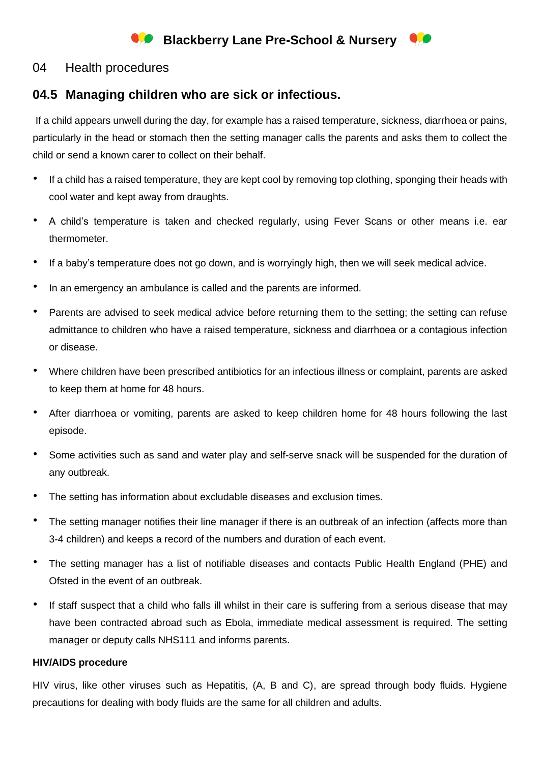# Blackberry Lane Pre-School & Nursery

## 04 Health procedures

### 04.5 Managing children who are sick or infectious.

If a child appears unwell during the day, for example has a raised temperature, sickness, diarrhoea or pains, particularly in the head or stomach then the setting manager calls the parents and asks them to collect the child or send a known carer to collect on their behalf.

- If a child has a raised temperature, they are kept cool by removing top clothing, sponging their heads with cool water and kept away from draughts.
- A child's temperature is taken and checked regularly, using Fever Scans or other means i.e. ear thermometer.
- If a baby's temperature does not go down, and is worryingly high, then we will seek medical advice.
- In an emergency an ambulance is called and the parents are informed.
- Parents are advised to seek medical advice before returning them to the setting; the setting can refuse admittance to children who have a raised temperature, sickness and diarrhoea or a contagious infection or disease.
- Where children have been prescribed antibiotics for an infectious illness or complaint, parents are asked to keep them at home for 48 hours.
- After diarrhoea or vomiting, parents are asked to keep children home for 48 hours following the last episode.
- Some activities such as sand and water play and self-serve snack will be suspended for the duration of any outbreak.
- The setting has information about excludable diseases and exclusion times.
- The setting manager notifies their line manager if there is an outbreak of an infection (affects more than 3-4 children) and keeps a record of the numbers and duration of each event.
- The setting manager has a list of notifiable diseases and contacts Public Health England (PHE) and Ofsted in the event of an outbreak.
- If staff suspect that a child who falls ill whilst in their care is suffering from a serious disease that may have been contracted abroad such as Ebola, immediate medical assessment is required. The setting manager or deputy calls NHS111 and informs parents.

**HIV/AIDS procedure**

HIV virus, like other viruses such as Hepatitis, (A, B and C), are spread through body fluids. Hygiene precautions for dealing with body fluids are the same for all children and adults.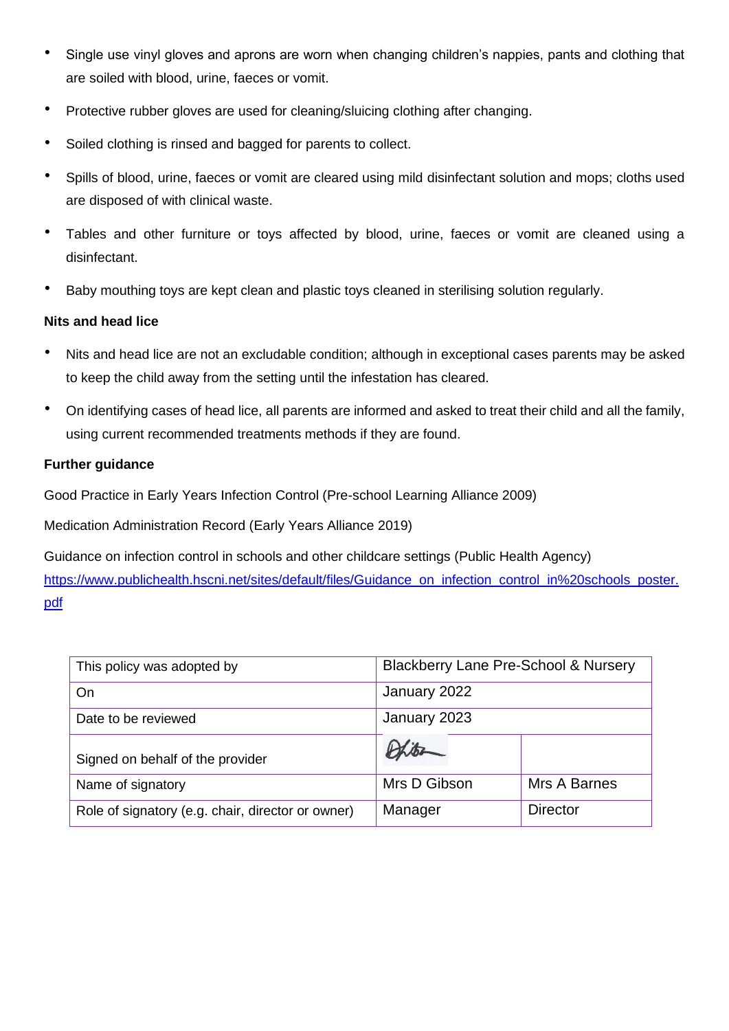- Single use vinyl gloves and aprons are worn when changing children's nappies, pants and clothing that are soiled with blood, urine, faeces or vomit.
- Protective rubber gloves are used for cleaning/sluicing clothing after changing.
- Soiled clothing is rinsed and bagged for parents to collect.
- Spills of blood, urine, faeces or vomit are cleared using mild disinfectant solution and mops; cloths used are disposed of with clinical waste.
- Tables and other furniture or toys affected by blood, urine, faeces or vomit are cleaned using a disinfectant.
- Baby mouthing toys are kept clean and plastic toys cleaned in sterilising solution regularly.

**Nits and head lice**

- Nits and head lice are not an excludable condition; although in exceptional cases parents may be asked to keep the child away from the setting until the infestation has cleared.
- On identifying cases of head lice, all parents are informed and asked to treat their child and all the family, using current recommended treatments methods if they are found.

**Further guidance**

Good Practice in Early Years Infection Control (Pre-school Learning Alliance 2009)

Medication Administration Record (Early Years Alliance 2019)

Guidance on infection control in schools and other childcare settings (Public Health Agency)
https://www.publichealth.hscni.net/sites/default/files/Guidance_on_infection_control_in%20schools_poster.pdf

| | | |
|---|---|---|
| This policy was adopted by | Blackberry Lane Pre-School & Nursery | |
| On | January 2022 | |
| Date to be reviewed | January 2023 | |
| Signed on behalf of the provider | DGibson | |
| Name of signatory | Mrs D Gibson | Mrs A Barnes |
| Role of signatory (e.g. chair, director or owner) | Manager | Director |